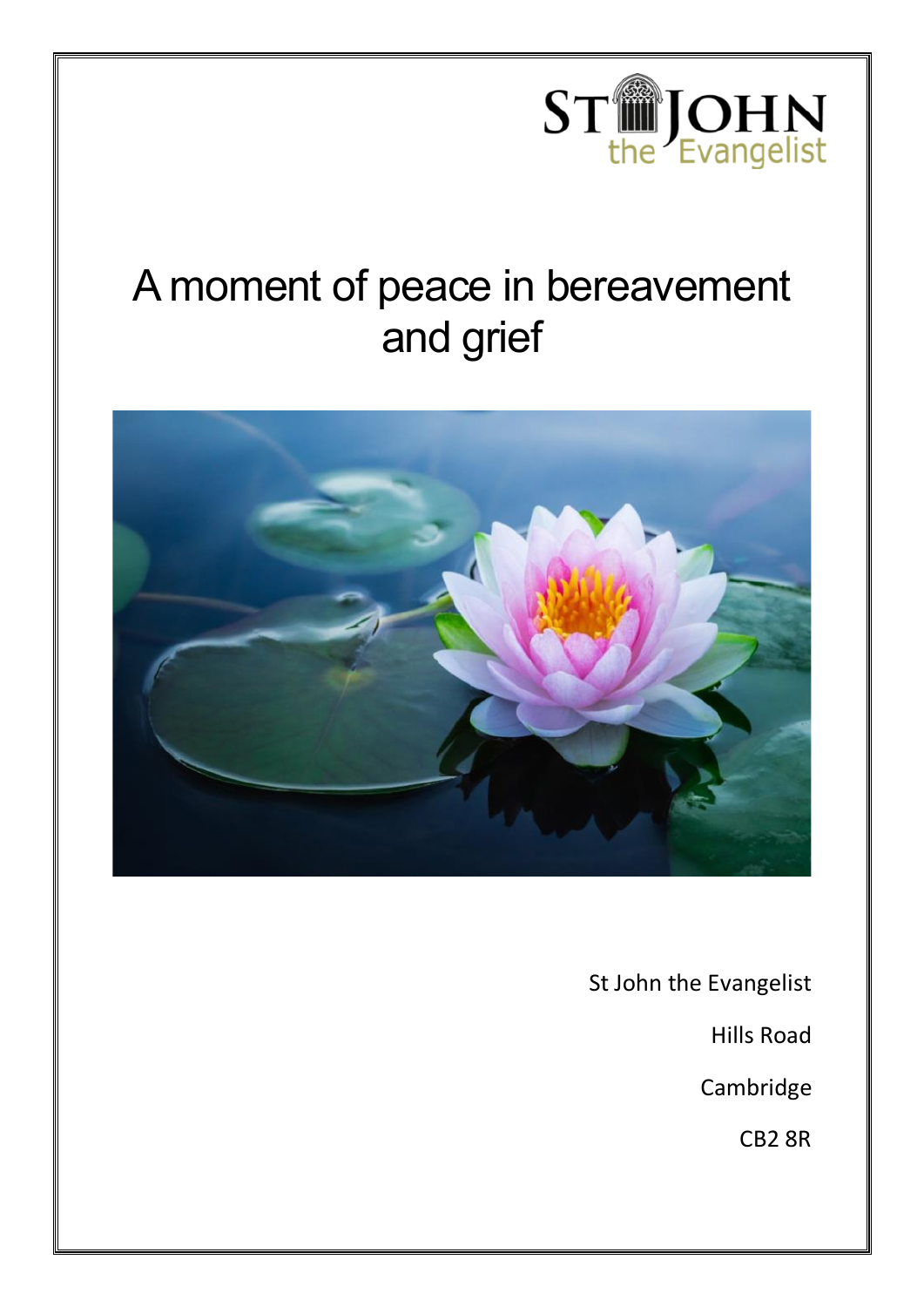ST JOHN the Evangelist

# A moment of peace in bereavement and grief

St John the Evangelist

Hills Road

Cambridge

CB2 8R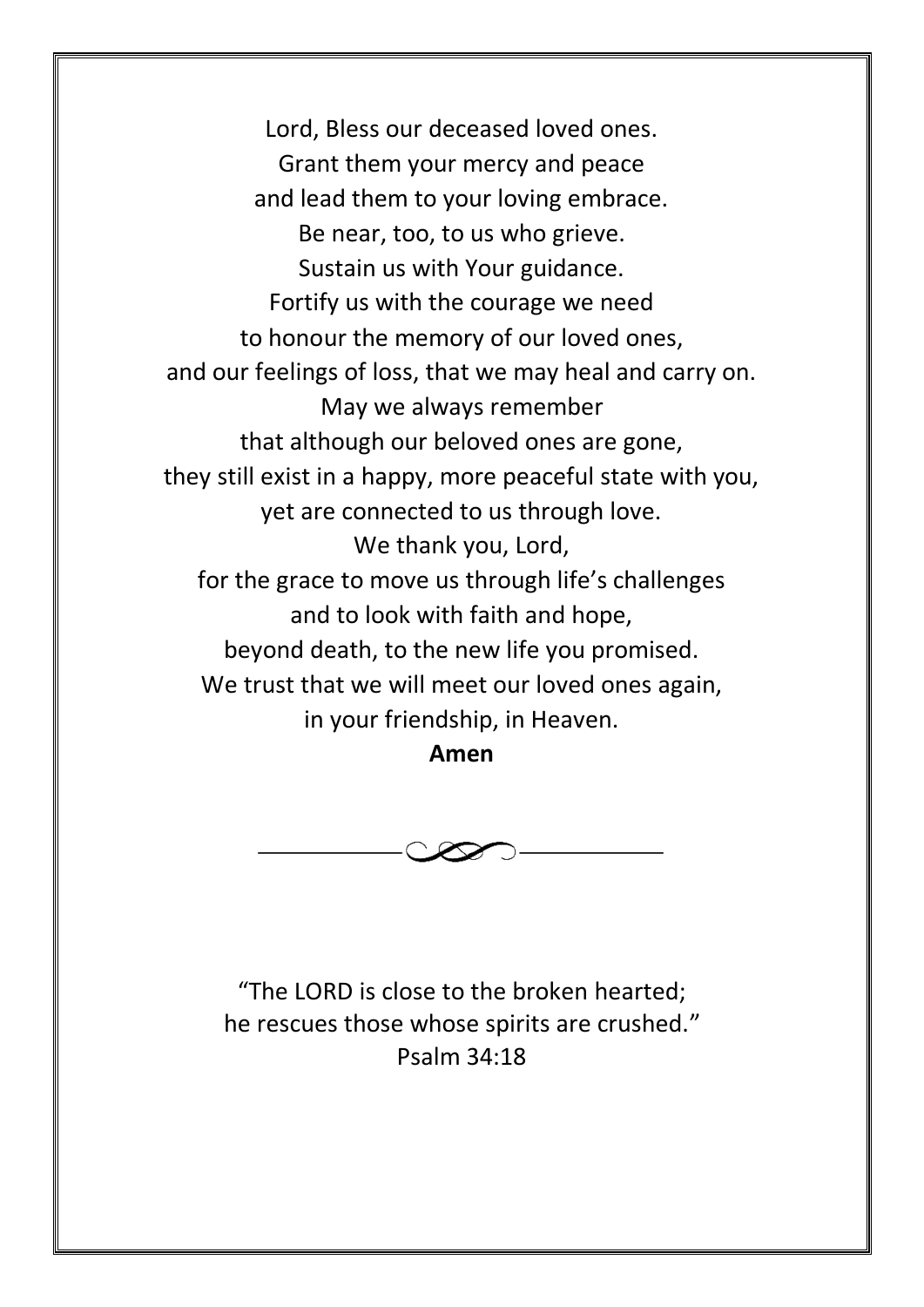Lord, Bless our deceased loved ones.  
Grant them your mercy and peace  
and lead them to your loving embrace.  
Be near, too, to us who grieve.  
Sustain us with Your guidance.  
Fortify us with the courage we need  
to honour the memory of our loved ones,  
and our feelings of loss, that we may heal and carry on.  
May we always remember  
that although our beloved ones are gone,  
they still exist in a happy, more peaceful state with you,  
yet are connected to us through love.  
We thank you, Lord,  
for the grace to move us through life's challenges  
and to look with faith and hope,  
beyond death, to the new life you promised.  
We trust that we will meet our loved ones again,  
in your friendship, in Heaven.

**Amen**

---

"The LORD is close to the broken hearted;  
he rescues those whose spirits are crushed."  
Psalm 34:18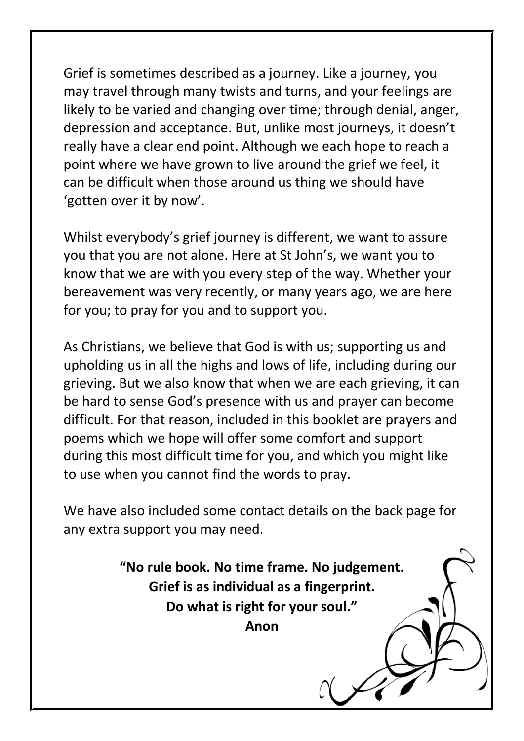Grief is sometimes described as a journey. Like a journey, you may travel through many twists and turns, and your feelings are likely to be varied and changing over time; through denial, anger, depression and acceptance. But, unlike most journeys, it doesn't really have a clear end point. Although we each hope to reach a point where we have grown to live around the grief we feel, it can be difficult when those around us thing we should have 'gotten over it by now'.

Whilst everybody's grief journey is different, we want to assure you that you are not alone. Here at St John's, we want you to know that we are with you every step of the way. Whether your bereavement was very recently, or many years ago, we are here for you; to pray for you and to support you.

As Christians, we believe that God is with us; supporting us and upholding us in all the highs and lows of life, including during our grieving. But we also know that when we are each grieving, it can be hard to sense God's presence with us and prayer can become difficult. For that reason, included in this booklet are prayers and poems which we hope will offer some comfort and support during this most difficult time for you, and which you might like to use when you cannot find the words to pray.

We have also included some contact details on the back page for any extra support you may need.

**"No rule book. No time frame. No judgement.**
**Grief is as individual as a fingerprint.**
**Do what is right for your soul."**
**Anon**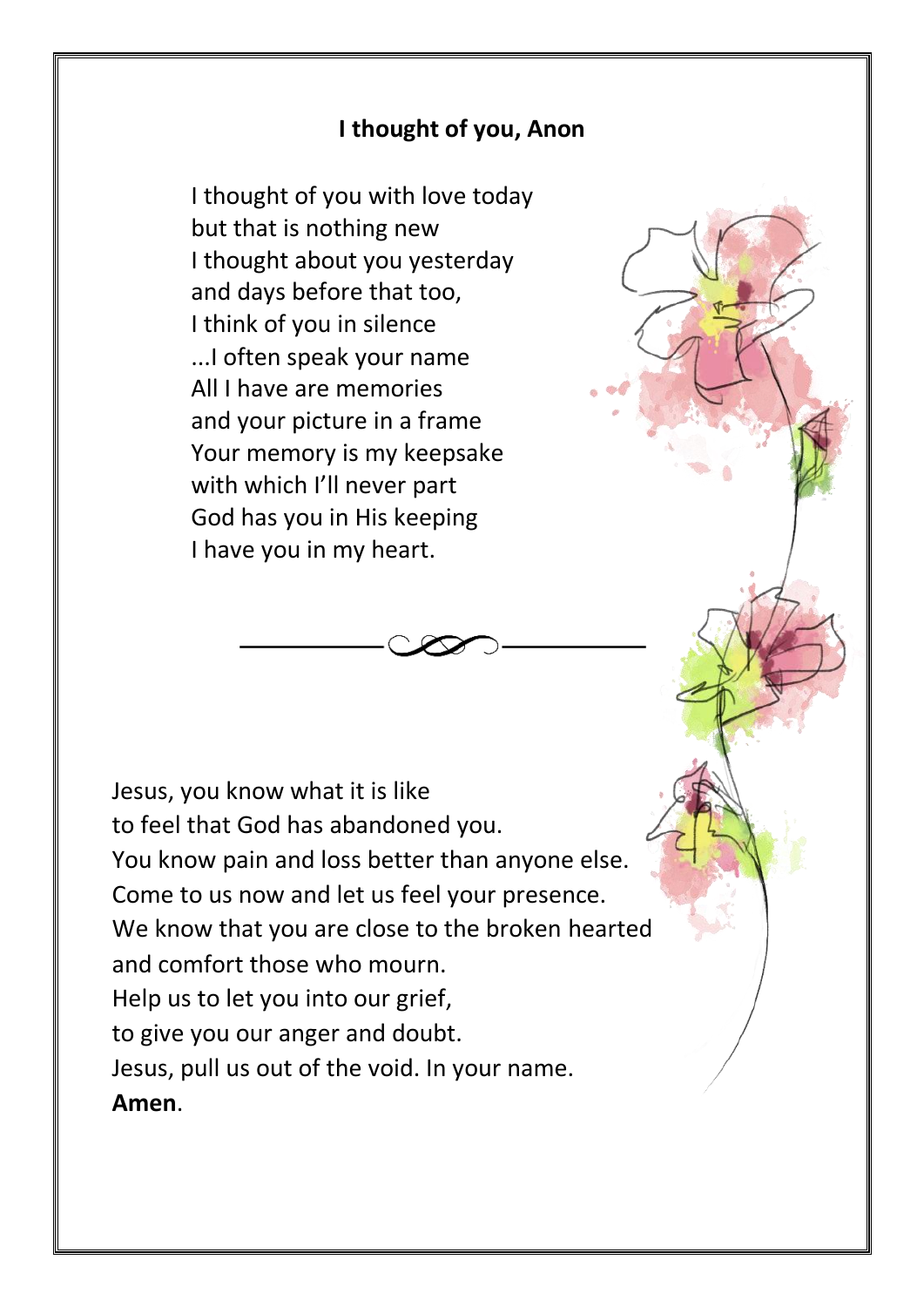**I thought of you, Anon**

I thought of you with love today  
but that is nothing new  
I thought about you yesterday  
and days before that too,  
I think of you in silence  
...I often speak your name  
All I have are memories  
and your picture in a frame  
Your memory is my keepsake  
with which I'll never part  
God has you in His keeping  
I have you in my heart.

---

Jesus, you know what it is like  
to feel that God has abandoned you.  
You know pain and loss better than anyone else.  
Come to us now and let us feel your presence.  
We know that you are close to the broken hearted  
and comfort those who mourn.  
Help us to let you into our grief,  
to give you our anger and doubt.  
Jesus, pull us out of the void. In your name.  
**Amen**.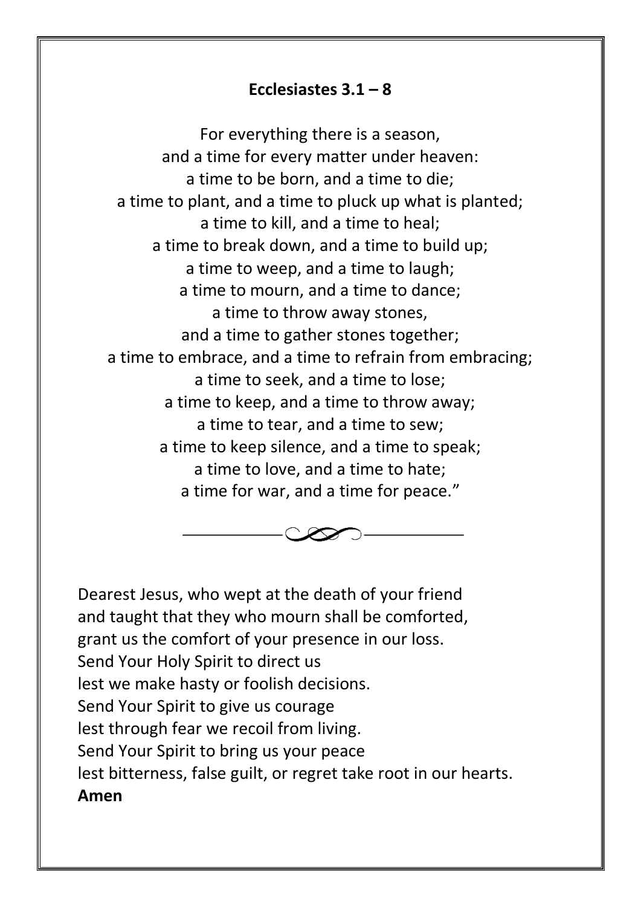**Ecclesiastes 3.1 – 8**

For everything there is a season,
and a time for every matter under heaven:
a time to be born, and a time to die;
a time to plant, and a time to pluck up what is planted;
a time to kill, and a time to heal;
a time to break down, and a time to build up;
a time to weep, and a time to laugh;
a time to mourn, and a time to dance;
a time to throw away stones,
and a time to gather stones together;
a time to embrace, and a time to refrain from embracing;
a time to seek, and a time to lose;
a time to keep, and a time to throw away;
a time to tear, and a time to sew;
a time to keep silence, and a time to speak;
a time to love, and a time to hate;
a time for war, and a time for peace."

Dearest Jesus, who wept at the death of your friend
and taught that they who mourn shall be comforted,
grant us the comfort of your presence in our loss.
Send Your Holy Spirit to direct us
lest we make hasty or foolish decisions.
Send Your Spirit to give us courage
lest through fear we recoil from living.
Send Your Spirit to bring us your peace
lest bitterness, false guilt, or regret take root in our hearts.
**Amen**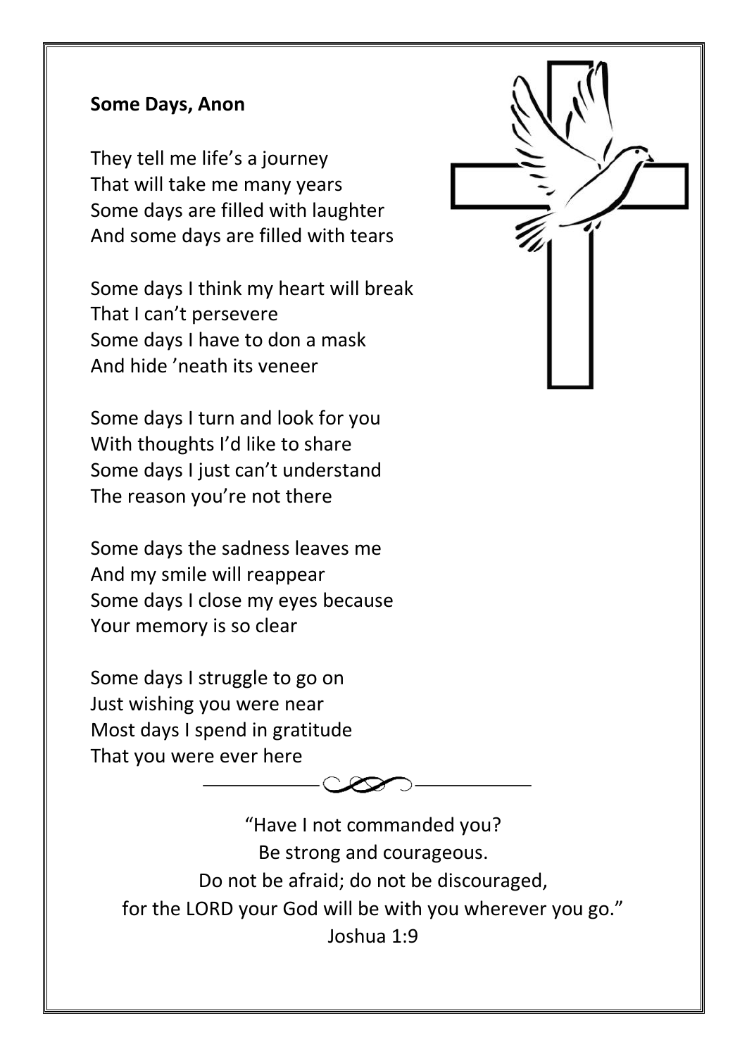**Some Days, Anon**

They tell me life's a journey
That will take me many years
Some days are filled with laughter
And some days are filled with tears

Some days I think my heart will break
That I can't persevere
Some days I have to don a mask
And hide 'neath its veneer

Some days I turn and look for you
With thoughts I'd like to share
Some days I just can't understand
The reason you're not there

Some days the sadness leaves me
And my smile will reappear
Some days I close my eyes because
Your memory is so clear

Some days I struggle to go on
Just wishing you were near
Most days I spend in gratitude
That you were ever here

"Have I not commanded you?
Be strong and courageous.
Do not be afraid; do not be discouraged,
for the LORD your God will be with you wherever you go."
Joshua 1:9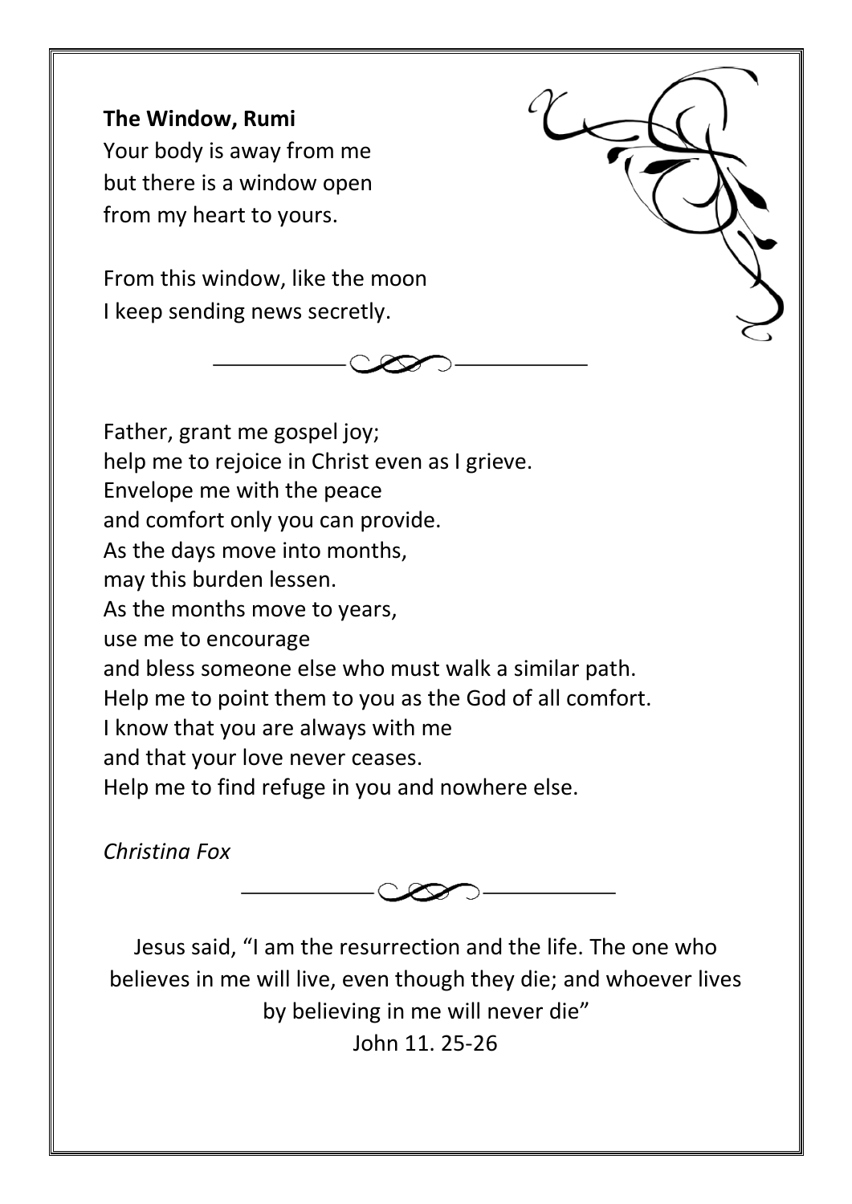**The Window, Rumi**

Your body is away from me
but there is a window open
from my heart to yours.

From this window, like the moon
I keep sending news secretly.

---

Father, grant me gospel joy;
help me to rejoice in Christ even as I grieve.
Envelope me with the peace
and comfort only you can provide.
As the days move into months,
may this burden lessen.
As the months move to years,
use me to encourage
and bless someone else who must walk a similar path.
Help me to point them to you as the God of all comfort.
I know that you are always with me
and that your love never ceases.
Help me to find refuge in you and nowhere else.

*Christina Fox*

---

Jesus said, "I am the resurrection and the life. The one who believes in me will live, even though they die; and whoever lives by believing in me will never die"
John 11. 25-26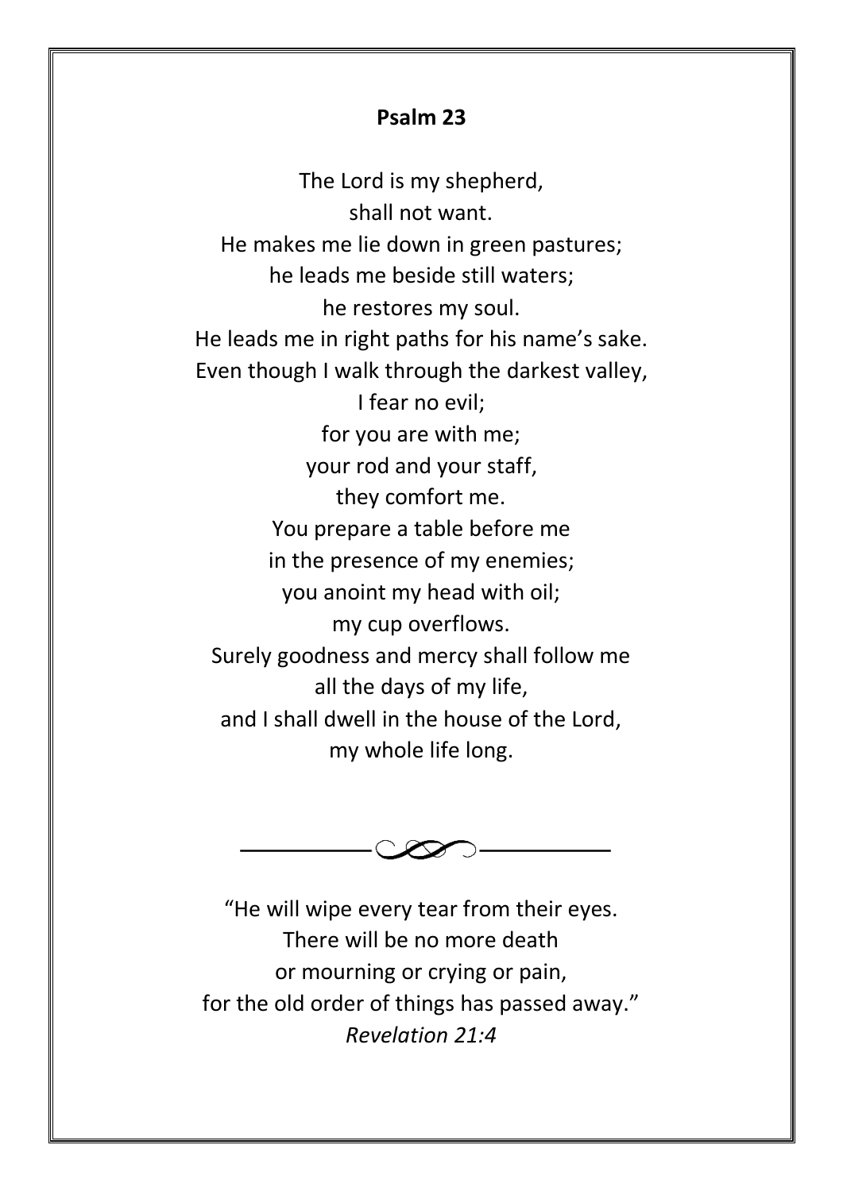**Psalm 23**

The Lord is my shepherd,  
shall not want.  
He makes me lie down in green pastures;  
he leads me beside still waters;  
he restores my soul.  
He leads me in right paths for his name's sake.  
Even though I walk through the darkest valley,  
I fear no evil;  
for you are with me;  
your rod and your staff,  
they comfort me.  
You prepare a table before me  
in the presence of my enemies;  
you anoint my head with oil;  
my cup overflows.  
Surely goodness and mercy shall follow me  
all the days of my life,  
and I shall dwell in the house of the Lord,  
my whole life long.

---

"He will wipe every tear from their eyes.  
There will be no more death  
or mourning or crying or pain,  
for the old order of things has passed away."  
*Revelation 21:4*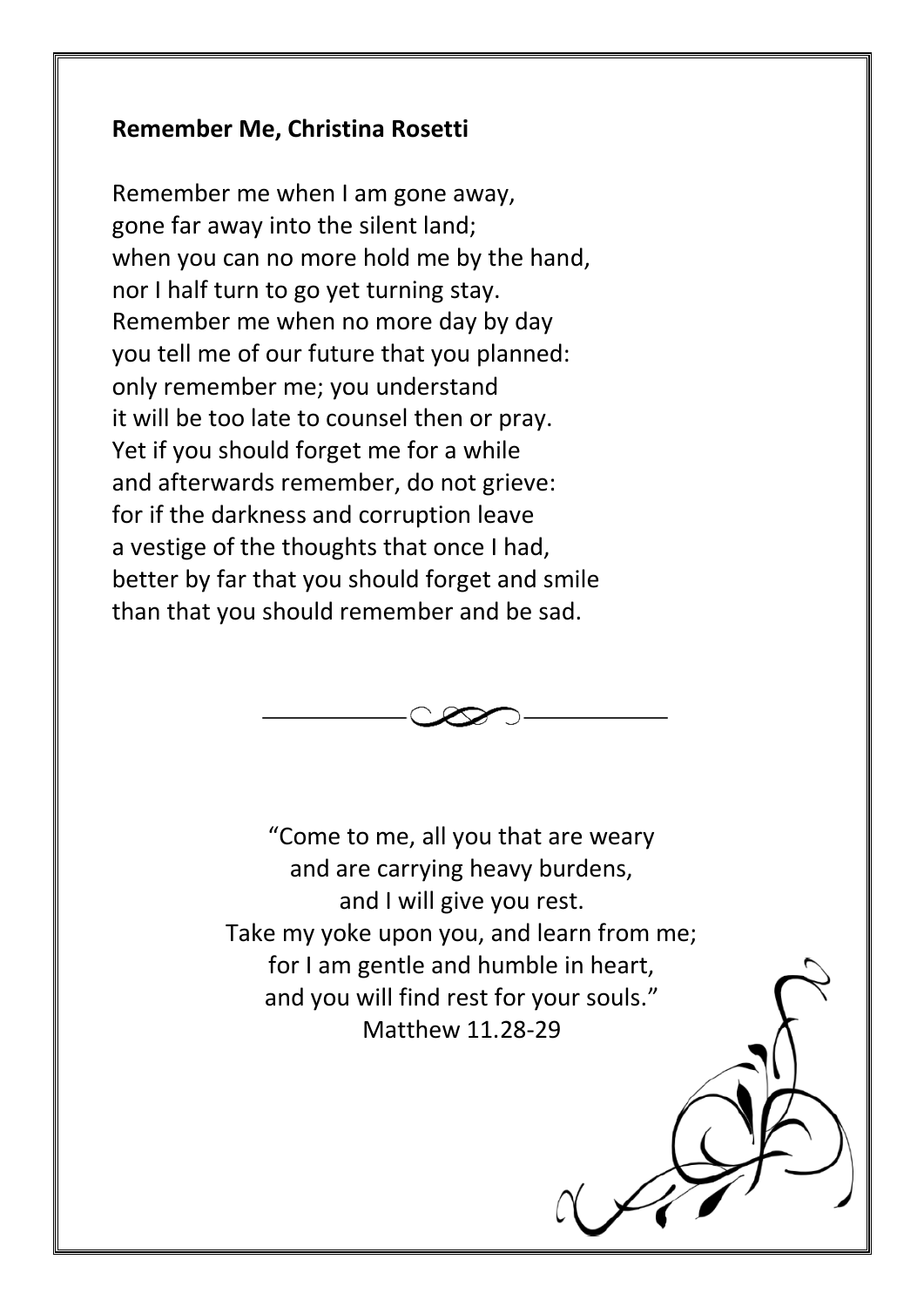**Remember Me, Christina Rosetti**

Remember me when I am gone away,  
gone far away into the silent land;  
when you can no more hold me by the hand,  
nor I half turn to go yet turning stay.  
Remember me when no more day by day  
you tell me of our future that you planned:  
only remember me; you understand  
it will be too late to counsel then or pray.  
Yet if you should forget me for a while  
and afterwards remember, do not grieve:  
for if the darkness and corruption leave  
a vestige of the thoughts that once I had,  
better by far that you should forget and smile  
than that you should remember and be sad.

“Come to me, all you that are weary  
and are carrying heavy burdens,  
and I will give you rest.  
Take my yoke upon you, and learn from me;  
for I am gentle and humble in heart,  
and you will find rest for your souls.”  
Matthew 11.28-29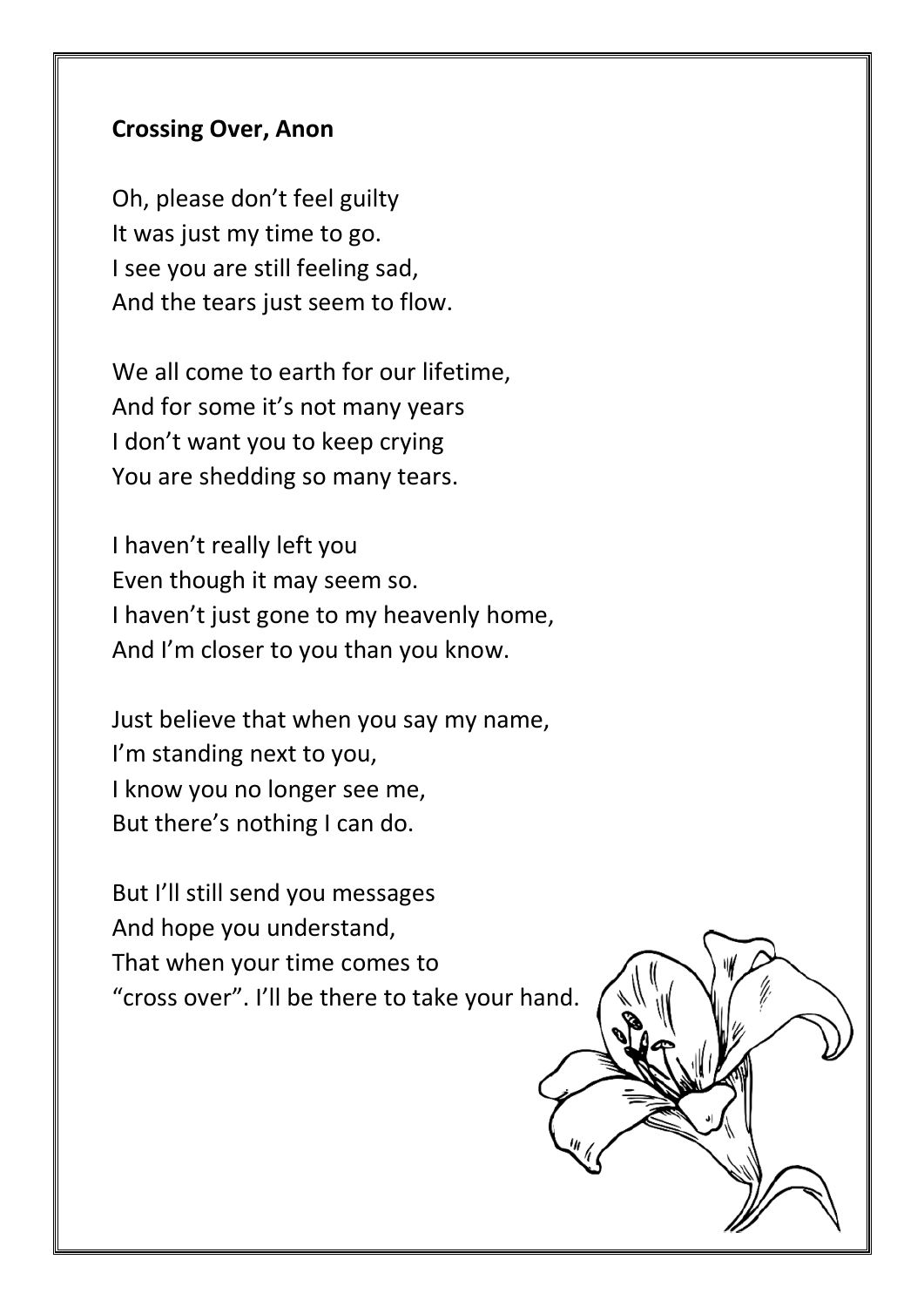**Crossing Over, Anon**

Oh, please don't feel guilty
It was just my time to go.
I see you are still feeling sad,
And the tears just seem to flow.

We all come to earth for our lifetime,
And for some it's not many years
I don't want you to keep crying
You are shedding so many tears.

I haven't really left you
Even though it may seem so.
I haven't just gone to my heavenly home,
And I'm closer to you than you know.

Just believe that when you say my name,
I'm standing next to you,
I know you no longer see me,
But there's nothing I can do.

But I'll still send you messages
And hope you understand,
That when your time comes to
"cross over". I'll be there to take your hand.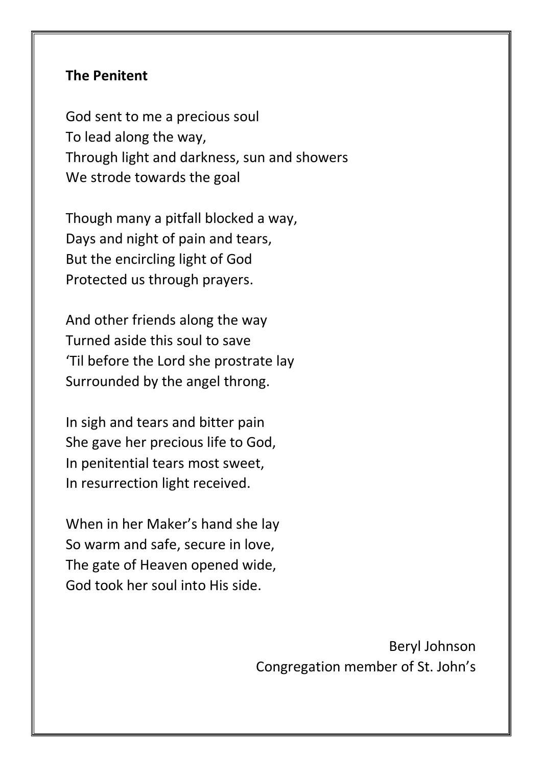**The Penitent**

God sent to me a precious soul  
To lead along the way,  
Through light and darkness, sun and showers  
We strode towards the goal

Though many a pitfall blocked a way,  
Days and night of pain and tears,  
But the encircling light of God  
Protected us through prayers.

And other friends along the way  
Turned aside this soul to save  
'Til before the Lord she prostrate lay  
Surrounded by the angel throng.

In sigh and tears and bitter pain  
She gave her precious life to God,  
In penitential tears most sweet,  
In resurrection light received.

When in her Maker's hand she lay  
So warm and safe, secure in love,  
The gate of Heaven opened wide,  
God took her soul into His side.

Beryl Johnson  
Congregation member of St. John's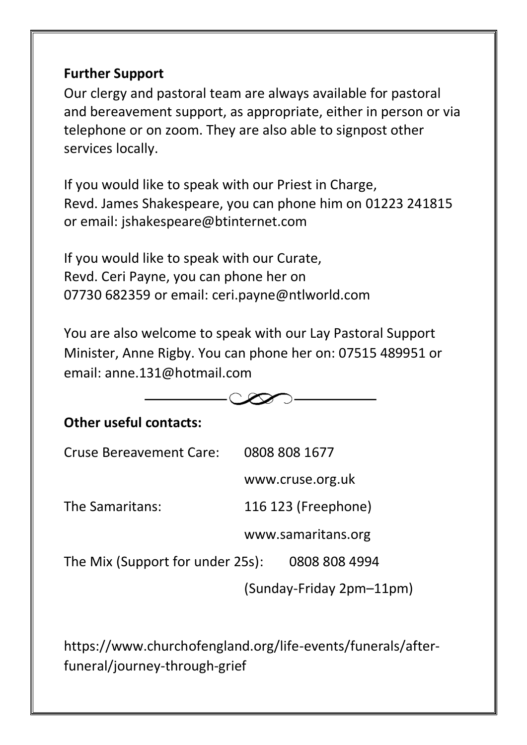**Further Support**

Our clergy and pastoral team are always available for pastoral and bereavement support, as appropriate, either in person or via telephone or on zoom. They are also able to signpost other services locally.

If you would like to speak with our Priest in Charge, Revd. James Shakespeare, you can phone him on 01223 241815 or email: jshakespeare@btinternet.com

If you would like to speak with our Curate, Revd. Ceri Payne, you can phone her on 07730 682359 or email: ceri.payne@ntlworld.com

You are also welcome to speak with our Lay Pastoral Support Minister, Anne Rigby. You can phone her on: 07515 489951 or email: anne.131@hotmail.com

---

**Other useful contacts:**

| | |
|---|---|
| Cruse Bereavement Care: | 0808 808 1677 |
| | www.cruse.org.uk |
| The Samaritans: | 116 123 (Freephone) |
| | www.samaritans.org |
| The Mix (Support for under 25s): | 0808 808 4994 |
| | (Sunday-Friday 2pm–11pm) |

https://www.churchofengland.org/life-events/funerals/after-funeral/journey-through-grief